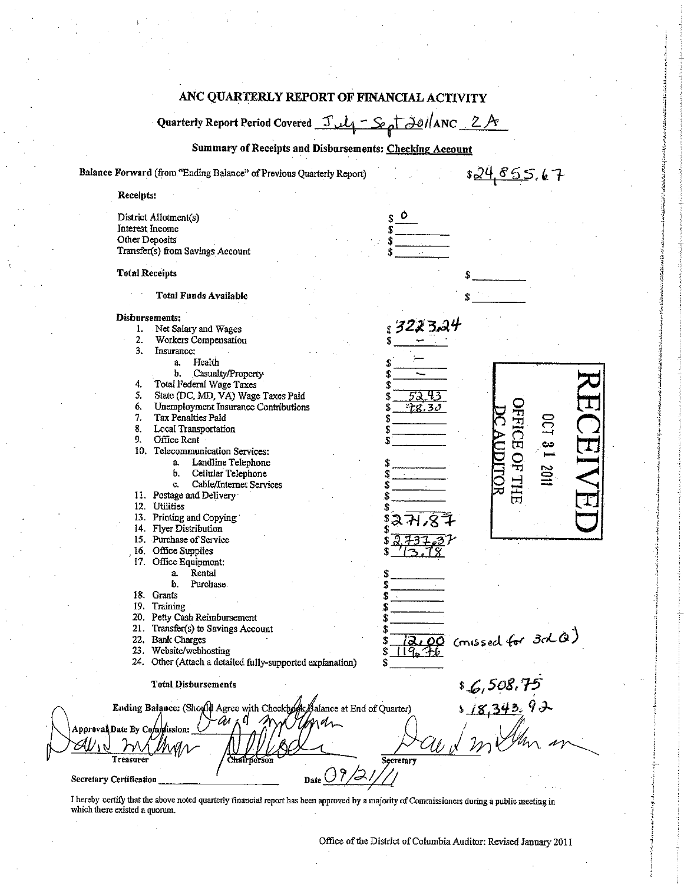# ANC QUARTERLY REPORT OF FINANCIAL ACTIVITY

**Quarterly Report Period Covered** July - Sept 2011 **ANC** 2A

**Summary of Receipts and Disbursements: Checking Account**

**Balance Forward** (from "Ending Balance" of Previous Quarterly Report) $24,855.67

**Receipts:**

| | | |
|---|---|---|
| District Allotment(s) | $ 0 | |
| Interest Income | $ | |
| Other Deposits | $ | |
| Transfer(s) from Savings Account | $ | |
| **Total Receipts** | | $ |
| **Total Funds Available** | | $ |

**Disbursements:**

| | | |
|---|---|---|
| 1. Net Salary and Wages | $ 3223.24 | |
| 2. Workers Compensation | $ – | |
| 3. Insurance: | | |
| a. Health | $ – | |
| b. Casualty/Property | $ – | |
| 4. Total Federal Wage Taxes | $ | |
| 5. State (DC, MD, VA) Wage Taxes Paid | $ 52.43 | |
| 6. Unemployment Insurance Contributions | $ 78.30 | |
| 7. Tax Penalties Paid | $ | |
| 8. Local Transportation | $ | |
| 9. Office Rent | $ | |
| 10. Telecommunication Services: | | |
| a. Landline Telephone | $ | |
| b. Cellular Telephone | $ | |
| c. Cable/Internet Services | $ | |
| 11. Postage and Delivery | $ | |
| 12. Utilities | $ | |
| 13. Printing and Copying | $ 271.87 | |
| 14. Flyer Distribution | $ | |
| 15. Purchase of Service | $ 2,737.37 | |
| 16. Office Supplies | $ 13.78 | |
| 17. Office Equipment: | | |
| a. Rental | $ | |
| b. Purchase | $ | |
| 18. Grants | $ | |
| 19. Training | $ | |
| 20. Petty Cash Reimbursement | $ | |
| 21. Transfer(s) to Savings Account | $ | |
| 22. Bank Charges | $ 12.00 | (missed for 3rd Q) |
| 23. Website/webhosting | $ 119.76 | |
| 24. Other (Attach a detailed fully-supported explanation) | $ | |
| **Total Disbursements** | | $6,508.75 |

**Ending Balance:** (Should Agree with Checkbook Balance at End of Quarter) $18,343.92

RECEIVED
OCT 31 2011
OFFICE OF THE DC AUDITOR

Approval Date By Commission:

Treasurer &emsp; Chairperson &emsp; Secretary

Secretary Certification ______________ Date 09/21/11

I hereby certify that the above noted quarterly financial report has been approved by a majority of Commissioners during a public meeting in which there existed a quorum.

Office of the District of Columbia Auditor: Revised January 2011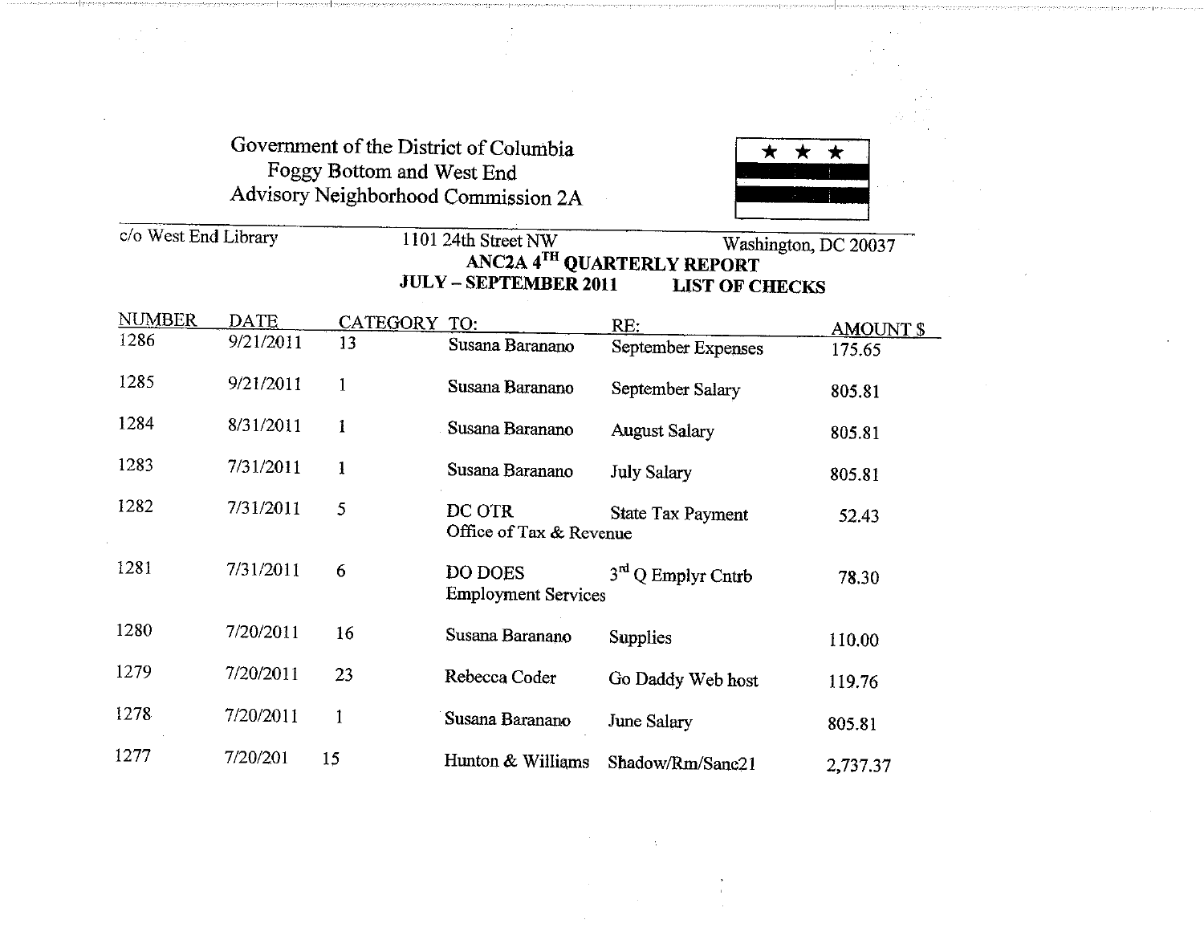Government of the District of Columbia
Foggy Bottom and West End
Advisory Neighborhood Commission 2A

c/o West End Library 1101 24th Street NW Washington, DC 20037

## ANC2A 4TH QUARTERLY REPORT

## JULY – SEPTEMBER 2011 LIST OF CHECKS

| NUMBER | DATE | CATEGORY | TO: | RE: | AMOUNT $ |
|---|---|---|---|---|---|
| 1286 | 9/21/2011 | 13 | Susana Baranano | September Expenses | 175.65 |
| 1285 | 9/21/2011 | 1 | Susana Baranano | September Salary | 805.81 |
| 1284 | 8/31/2011 | 1 | Susana Baranano | August Salary | 805.81 |
| 1283 | 7/31/2011 | 1 | Susana Baranano | July Salary | 805.81 |
| 1282 | 7/31/2011 | 5 | DC OTR Office of Tax & Revenue | State Tax Payment | 52.43 |
| 1281 | 7/31/2011 | 6 | DO DOES Employment Services | 3rd Q Emplyr Cntrb | 78.30 |
| 1280 | 7/20/2011 | 16 | Susana Baranano | Supplies | 110.00 |
| 1279 | 7/20/2011 | 23 | Rebecca Coder | Go Daddy Web host | 119.76 |
| 1278 | 7/20/2011 | 1 | Susana Baranano | June Salary | 805.81 |
| 1277 | 7/20/201 | 15 | Hunton & Williams | Shadow/Rm/Sanc21 | 2,737.37 |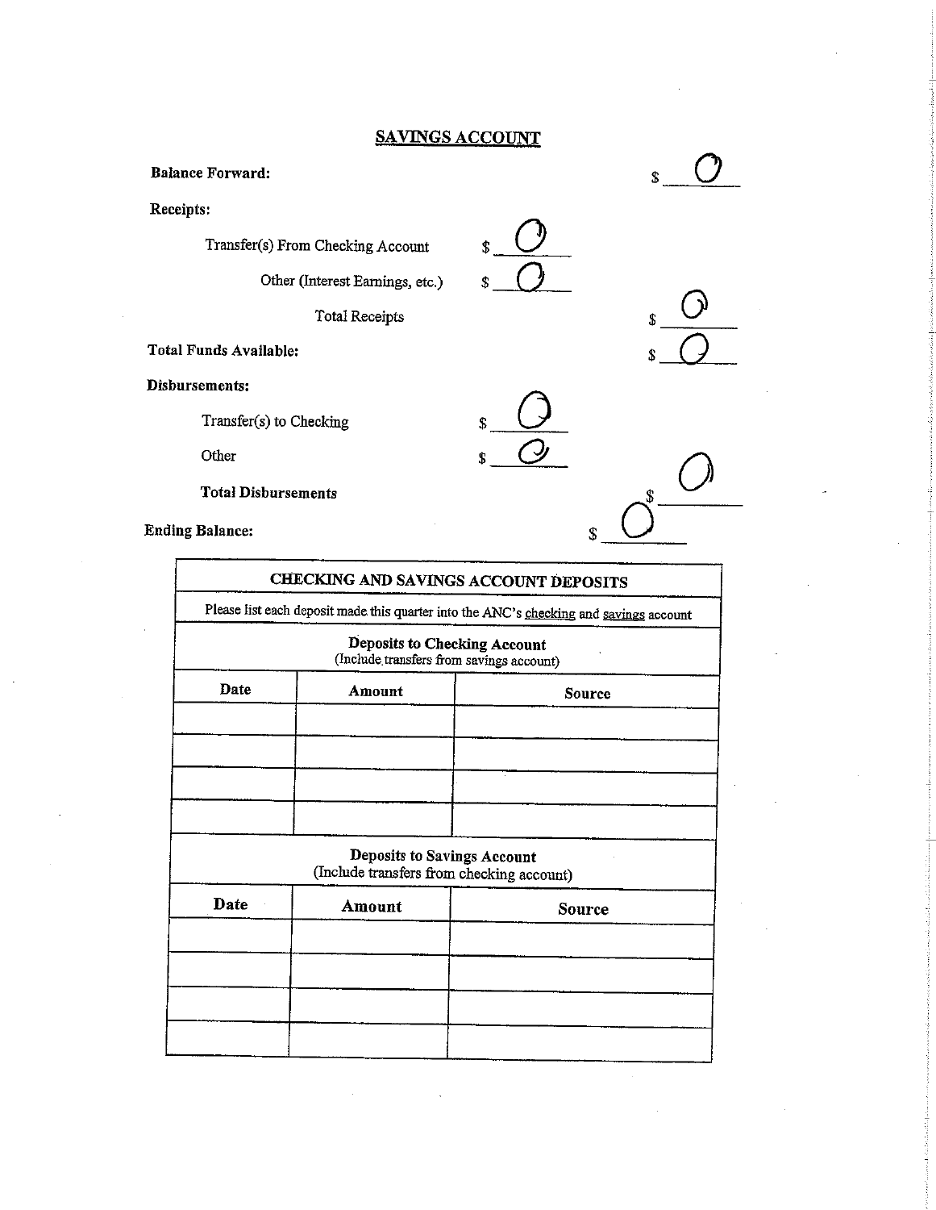## SAVINGS ACCOUNT

**Balance Forward:** $ 0

**Receipts:**

Transfer(s) From Checking Account $ 0

Other (Interest Earnings, etc.) $ 0

Total Receipts $ 0

**Total Funds Available:** $ 0

**Disbursements:**

Transfer(s) to Checking $ 0

Other $ 0

**Total Disbursements** $ 0

**Ending Balance:** $ 0

| CHECKING AND SAVINGS ACCOUNT DEPOSITS | | |
|---|---|---|
| Please list each deposit made this quarter into the ANC's checking and savings account | | |
| **Deposits to Checking Account** (Include transfers from savings account) | | |
| **Date** | **Amount** | **Source** |
| | | |
| | | |
| | | |
| | | |
| **Deposits to Savings Account** (Include transfers from checking account) | | |
| **Date** | **Amount** | **Source** |
| | | |
| | | |
| | | |
| | | |